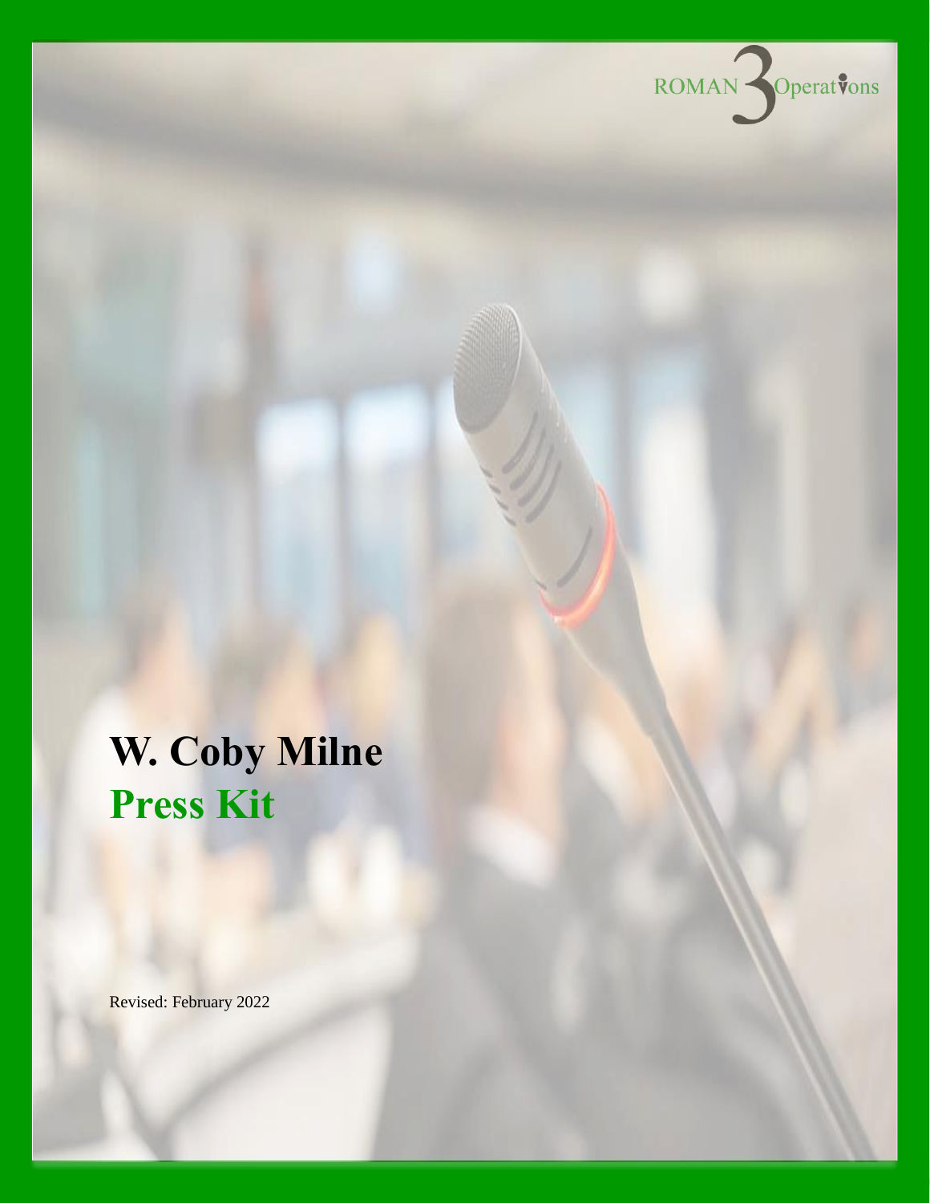ROMAN 3 Operations

# W. Coby Milne

## Press Kit

Revised: February 2022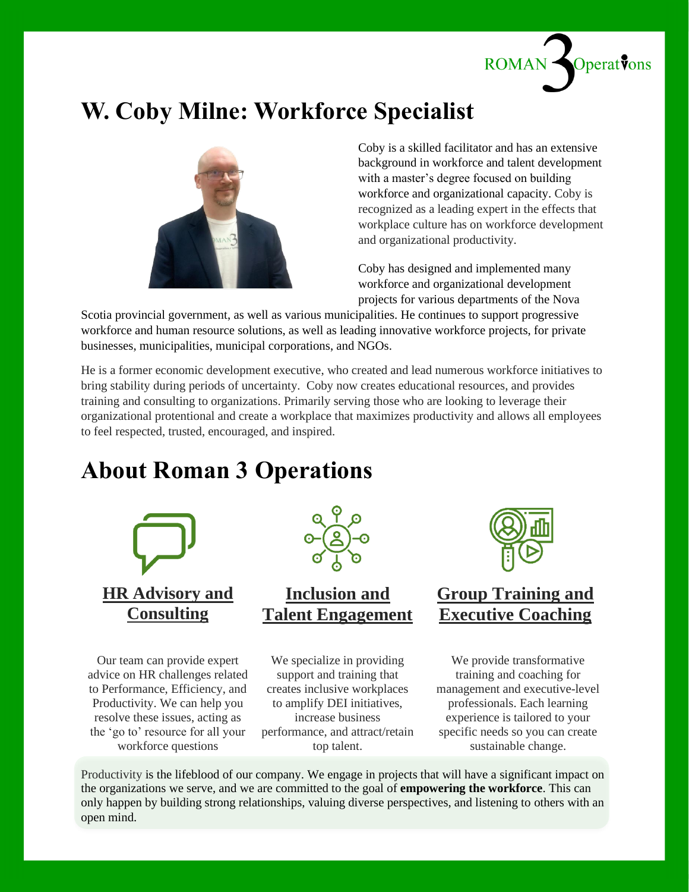# W. Coby Milne: Workforce Specialist

Coby is a skilled facilitator and has an extensive background in workforce and talent development with a master's degree focused on building workforce and organizational capacity. Coby is recognized as a leading expert in the effects that workplace culture has on workforce development and organizational productivity.

Coby has designed and implemented many workforce and organizational development projects for various departments of the Nova Scotia provincial government, as well as various municipalities. He continues to support progressive workforce and human resource solutions, as well as leading innovative workforce projects, for private businesses, municipalities, municipal corporations, and NGOs.

He is a former economic development executive, who created and lead numerous workforce initiatives to bring stability during periods of uncertainty. Coby now creates educational resources, and provides training and consulting to organizations. Primarily serving those who are looking to leverage their organizational protentional and create a workplace that maximizes productivity and allows all employees to feel respected, trusted, encouraged, and inspired.

# About Roman 3 Operations

## HR Advisory and Consulting

Our team can provide expert advice on HR challenges related to Performance, Efficiency, and Productivity. We can help you resolve these issues, acting as the 'go to' resource for all your workforce questions

## Inclusion and Talent Engagement

We specialize in providing support and training that creates inclusive workplaces to amplify DEI initiatives, increase business performance, and attract/retain top talent.

## Group Training and Executive Coaching

We provide transformative training and coaching for management and executive-level professionals. Each learning experience is tailored to your specific needs so you can create sustainable change.

Productivity is the lifeblood of our company. We engage in projects that will have a significant impact on the organizations we serve, and we are committed to the goal of **empowering the workforce**. This can only happen by building strong relationships, valuing diverse perspectives, and listening to others with an open mind.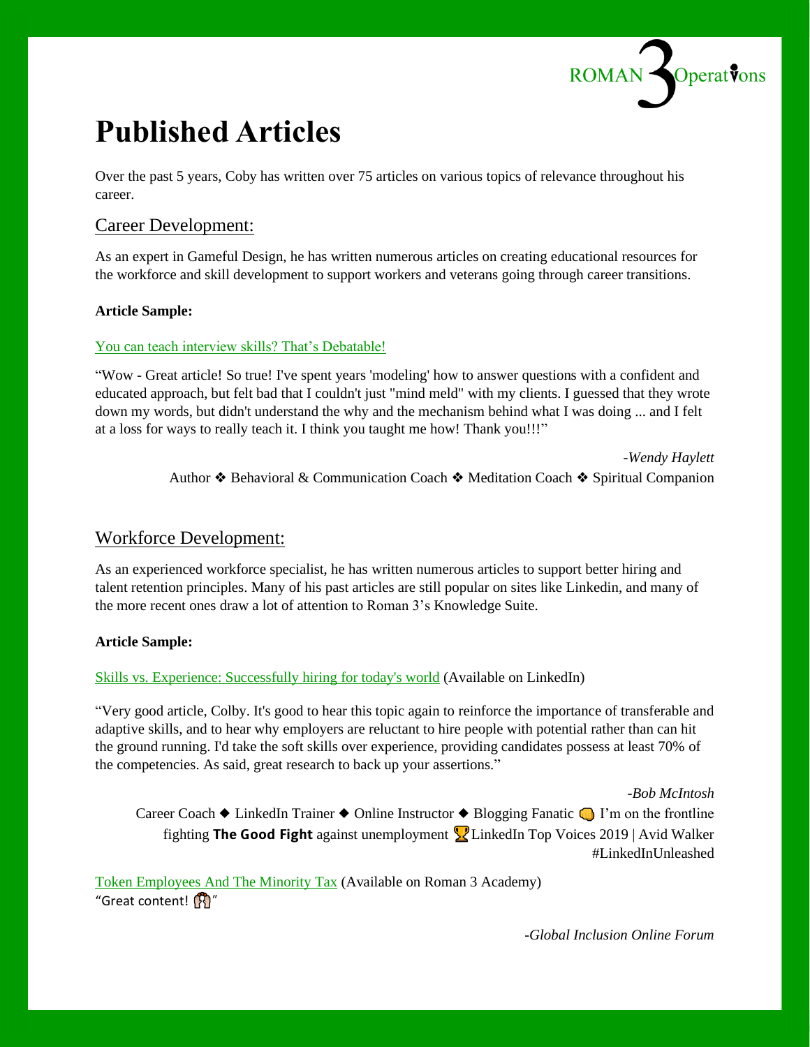# Published Articles

Over the past 5 years, Coby has written over 75 articles on various topics of relevance throughout his career.

## Career Development:

As an expert in Gameful Design, he has written numerous articles on creating educational resources for the workforce and skill development to support workers and veterans going through career transitions.

**Article Sample:**

You can teach interview skills? That's Debatable!

"Wow - Great article! So true! I've spent years 'modeling' how to answer questions with a confident and educated approach, but felt bad that I couldn't just "mind meld" with my clients. I guessed that they wrote down my words, but didn't understand the why and the mechanism behind what I was doing ... and I felt at a loss for ways to really teach it. I think you taught me how! Thank you!!!"

*-Wendy Haylett*

Author ❖ Behavioral & Communication Coach ❖ Meditation Coach ❖ Spiritual Companion

## Workforce Development:

As an experienced workforce specialist, he has written numerous articles to support better hiring and talent retention principles. Many of his past articles are still popular on sites like Linkedin, and many of the more recent ones draw a lot of attention to Roman 3's Knowledge Suite.

**Article Sample:**

Skills vs. Experience: Successfully hiring for today's world (Available on LinkedIn)

"Very good article, Colby. It's good to hear this topic again to reinforce the importance of transferable and adaptive skills, and to hear why employers are reluctant to hire people with potential rather than can hit the ground running. I'd take the soft skills over experience, providing candidates possess at least 70% of the competencies. As said, great research to back up your assertions."

*-Bob McIntosh*

Career Coach ◆ LinkedIn Trainer ◆ Online Instructor ◆ Blogging Fanatic 👊 I'm on the frontline fighting **The Good Fight** against unemployment 🏆LinkedIn Top Voices 2019 | Avid Walker #LinkedInUnleashed

Token Employees And The Minority Tax (Available on Roman 3 Academy)

"Great content! 🙌"

*-Global Inclusion Online Forum*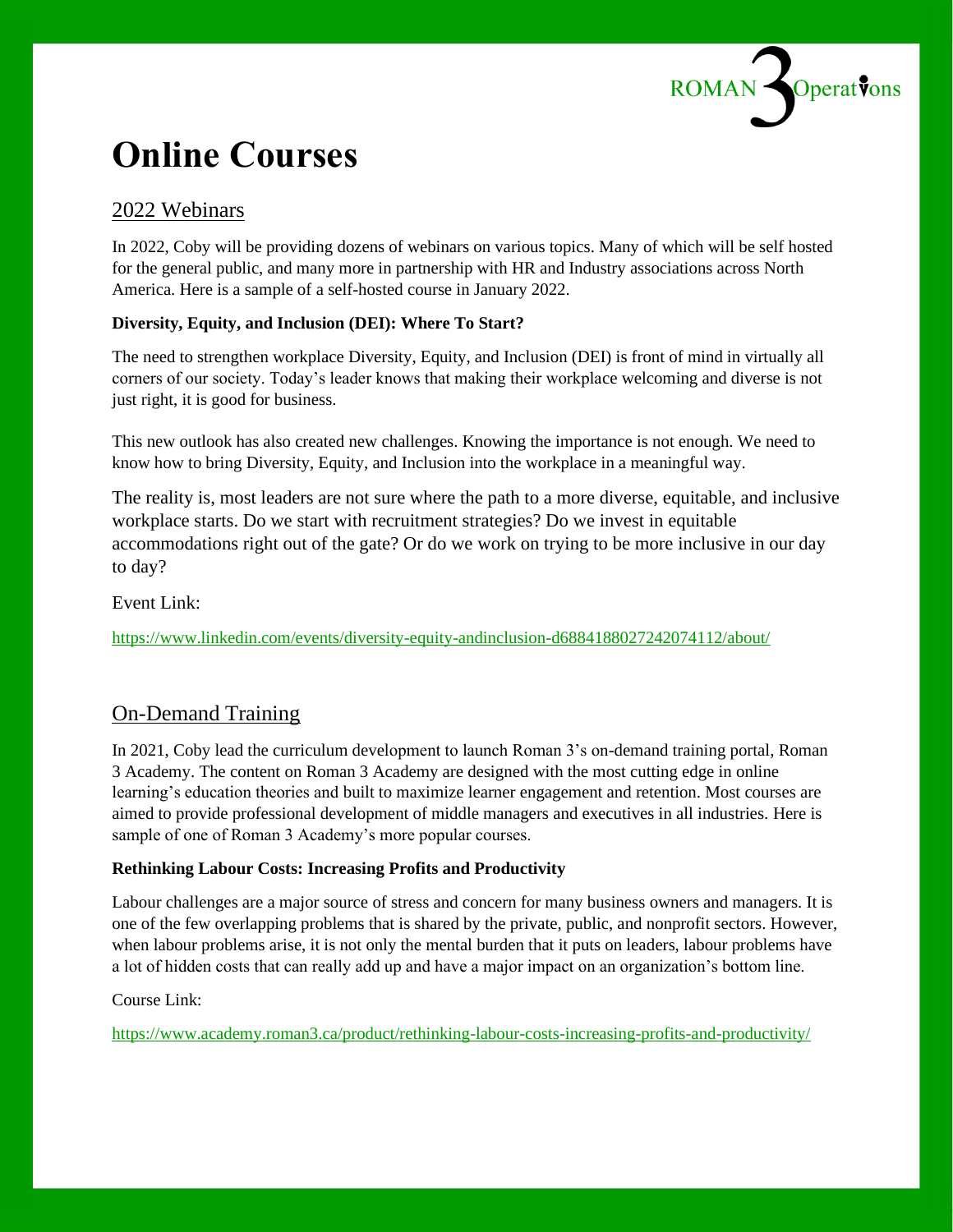# Online Courses

## 2022 Webinars

In 2022, Coby will be providing dozens of webinars on various topics. Many of which will be self hosted for the general public, and many more in partnership with HR and Industry associations across North America. Here is a sample of a self-hosted course in January 2022.

**Diversity, Equity, and Inclusion (DEI): Where To Start?**

The need to strengthen workplace Diversity, Equity, and Inclusion (DEI) is front of mind in virtually all corners of our society. Today's leader knows that making their workplace welcoming and diverse is not just right, it is good for business.

This new outlook has also created new challenges. Knowing the importance is not enough. We need to know how to bring Diversity, Equity, and Inclusion into the workplace in a meaningful way.

The reality is, most leaders are not sure where the path to a more diverse, equitable, and inclusive workplace starts. Do we start with recruitment strategies? Do we invest in equitable accommodations right out of the gate? Or do we work on trying to be more inclusive in our day to day?

Event Link:

https://www.linkedin.com/events/diversity-equity-andinclusion-d6884188027242074112/about/

## On-Demand Training

In 2021, Coby lead the curriculum development to launch Roman 3's on-demand training portal, Roman 3 Academy. The content on Roman 3 Academy are designed with the most cutting edge in online learning's education theories and built to maximize learner engagement and retention. Most courses are aimed to provide professional development of middle managers and executives in all industries. Here is sample of one of Roman 3 Academy's more popular courses.

**Rethinking Labour Costs: Increasing Profits and Productivity**

Labour challenges are a major source of stress and concern for many business owners and managers. It is one of the few overlapping problems that is shared by the private, public, and nonprofit sectors. However, when labour problems arise, it is not only the mental burden that it puts on leaders, labour problems have a lot of hidden costs that can really add up and have a major impact on an organization's bottom line.

Course Link:

https://www.academy.roman3.ca/product/rethinking-labour-costs-increasing-profits-and-productivity/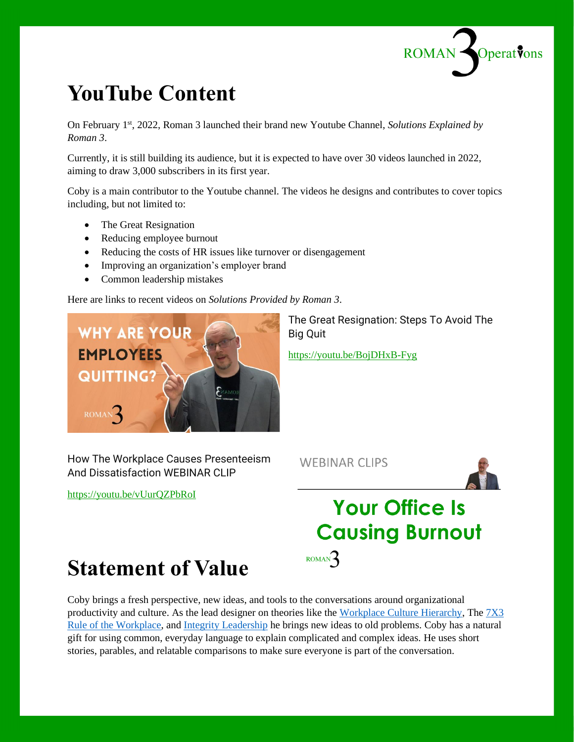# YouTube Content

On February 1st, 2022, Roman 3 launched their brand new Youtube Channel, *Solutions Explained by Roman 3*.

Currently, it is still building its audience, but it is expected to have over 30 videos launched in 2022, aiming to draw 3,000 subscribers in its first year.

Coby is a main contributor to the Youtube channel. The videos he designs and contributes to cover topics including, but not limited to:

- The Great Resignation
- Reducing employee burnout
- Reducing the costs of HR issues like turnover or disengagement
- Improving an organization's employer brand
- Common leadership mistakes

Here are links to recent videos on *Solutions Provided by Roman 3*.

The Great Resignation: Steps To Avoid The Big Quit

https://youtu.be/BojDHxB-Fyg

How The Workplace Causes Presenteeism And Dissatisfaction WEBINAR CLIP

https://youtu.be/vUurQZPbRoI

# Statement of Value

Coby brings a fresh perspective, new ideas, and tools to the conversations around organizational productivity and culture. As the lead designer on theories like the Workplace Culture Hierarchy, The 7X3 Rule of the Workplace, and Integrity Leadership he brings new ideas to old problems. Coby has a natural gift for using common, everyday language to explain complicated and complex ideas. He uses short stories, parables, and relatable comparisons to make sure everyone is part of the conversation.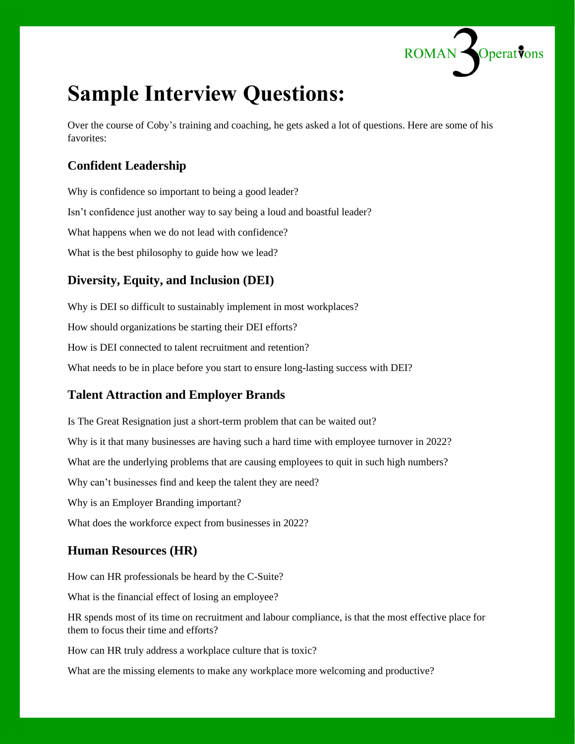# Sample Interview Questions:

Over the course of Coby's training and coaching, he gets asked a lot of questions. Here are some of his favorites:

## Confident Leadership

Why is confidence so important to being a good leader?

Isn't confidence just another way to say being a loud and boastful leader?

What happens when we do not lead with confidence?

What is the best philosophy to guide how we lead?

## Diversity, Equity, and Inclusion (DEI)

Why is DEI so difficult to sustainably implement in most workplaces?

How should organizations be starting their DEI efforts?

How is DEI connected to talent recruitment and retention?

What needs to be in place before you start to ensure long-lasting success with DEI?

## Talent Attraction and Employer Brands

Is The Great Resignation just a short-term problem that can be waited out?

Why is it that many businesses are having such a hard time with employee turnover in 2022?

What are the underlying problems that are causing employees to quit in such high numbers?

Why can't businesses find and keep the talent they are need?

Why is an Employer Branding important?

What does the workforce expect from businesses in 2022?

## Human Resources (HR)

How can HR professionals be heard by the C-Suite?

What is the financial effect of losing an employee?

HR spends most of its time on recruitment and labour compliance, is that the most effective place for them to focus their time and efforts?

How can HR truly address a workplace culture that is toxic?

What are the missing elements to make any workplace more welcoming and productive?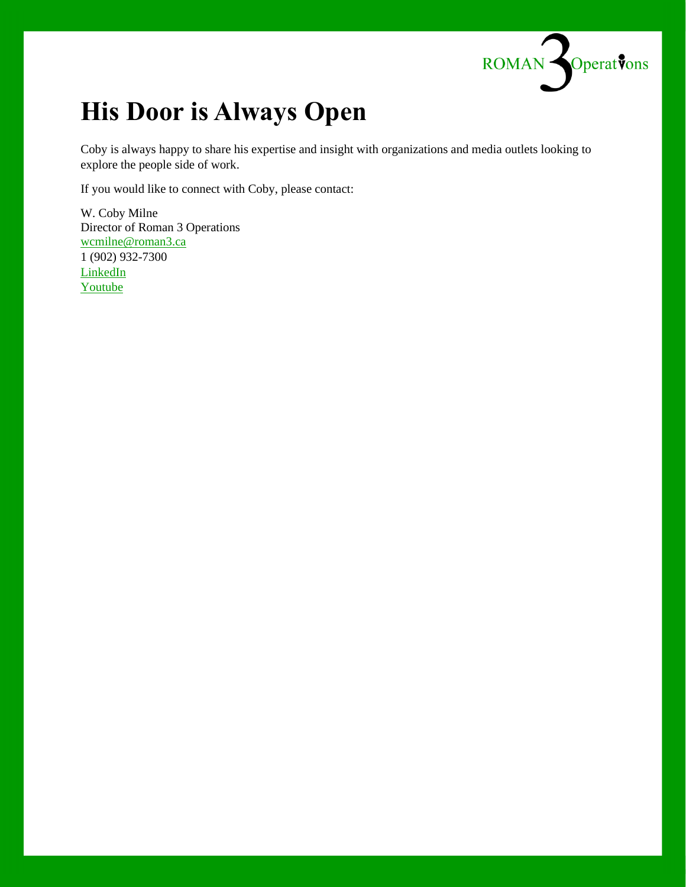# His Door is Always Open

Coby is always happy to share his expertise and insight with organizations and media outlets looking to explore the people side of work.

If you would like to connect with Coby, please contact:

W. Coby Milne  
Director of Roman 3 Operations  
wcmilne@roman3.ca  
1 (902) 932-7300  
LinkedIn  
Youtube